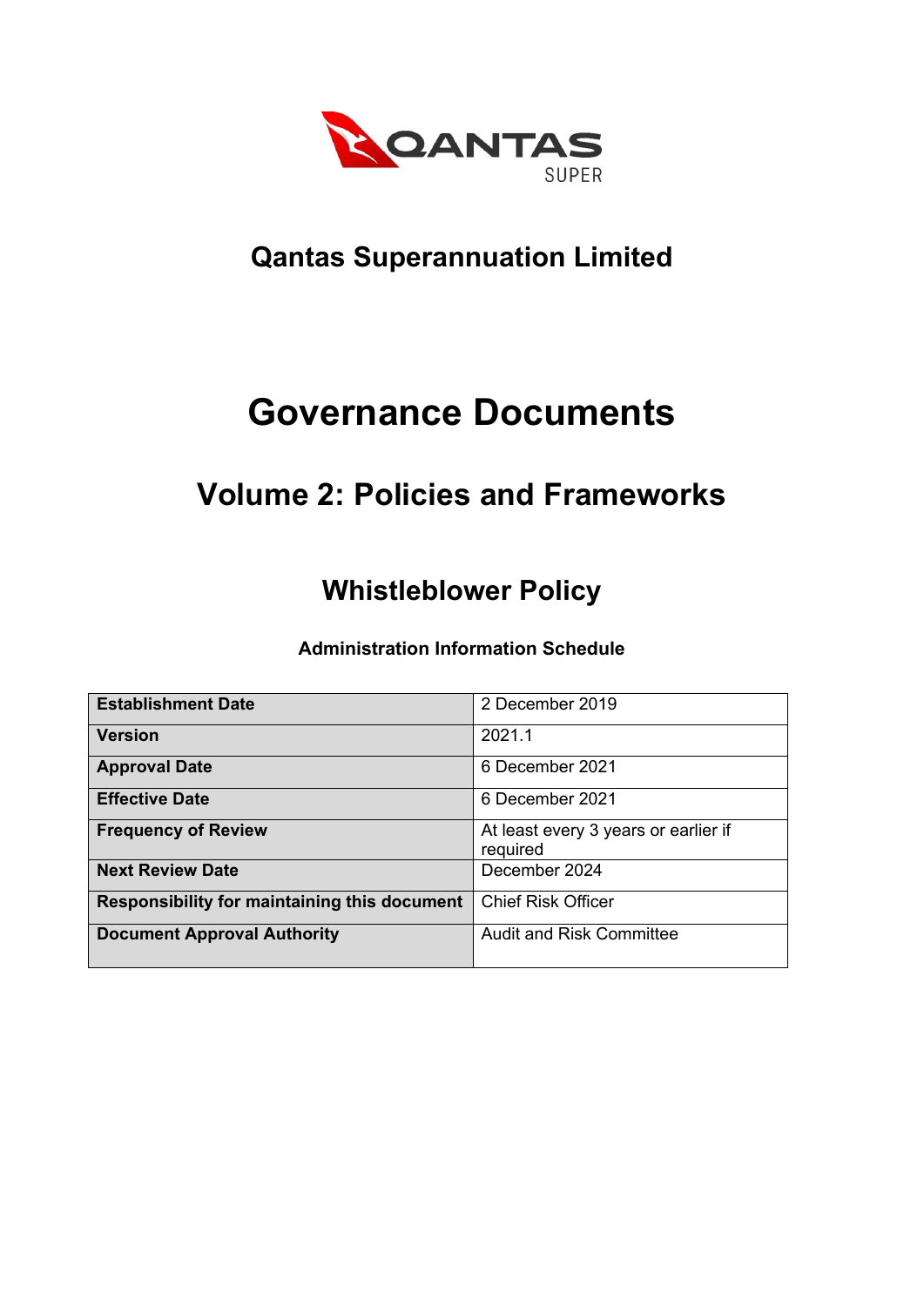QANTAS SUPER

# Qantas Superannuation Limited

# Governance Documents

## Volume 2: Policies and Frameworks

## Whistleblower Policy

**Administration Information Schedule**

| | |
|---|---|
| **Establishment Date** | 2 December 2019 |
| **Version** | 2021.1 |
| **Approval Date** | 6 December 2021 |
| **Effective Date** | 6 December 2021 |
| **Frequency of Review** | At least every 3 years or earlier if required |
| **Next Review Date** | December 2024 |
| **Responsibility for maintaining this document** | Chief Risk Officer |
| **Document Approval Authority** | Audit and Risk Committee |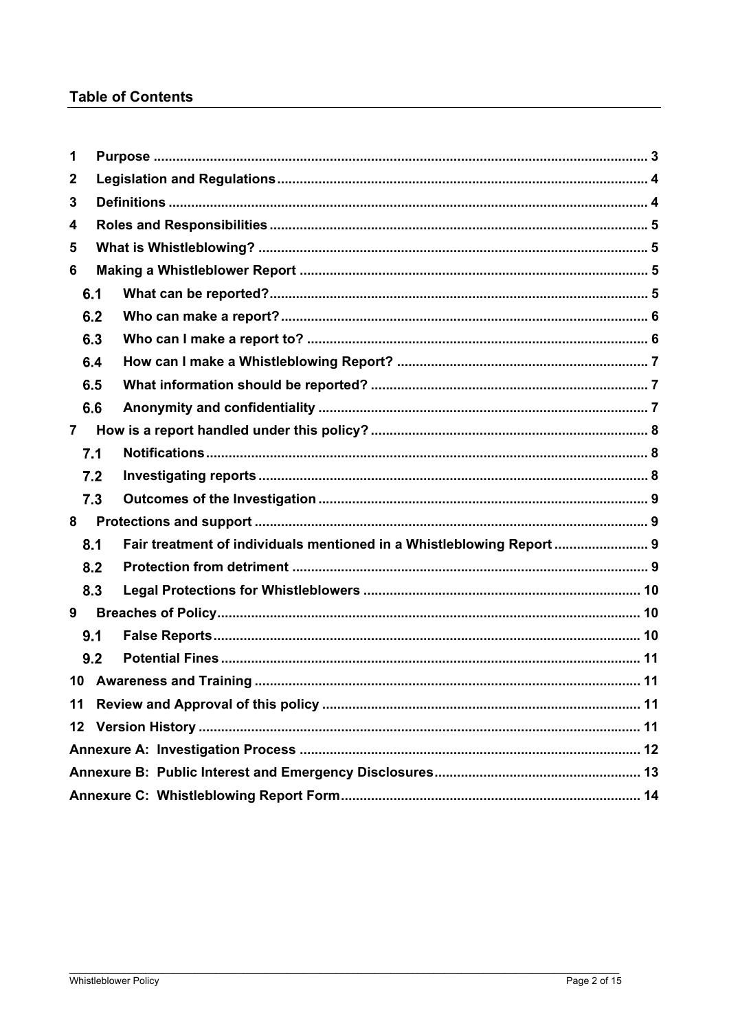## Table of Contents

1 Purpose .................................................................................................................. 3
2 Legislation and Regulations .................................................................................. 4
3 Definitions ............................................................................................................. 4
4 Roles and Responsibilities .................................................................................... 5
5 What is Whistleblowing? ....................................................................................... 5
6 Making a Whistleblower Report ............................................................................ 5
  6.1 What can be reported? .................................................................................... 5
  6.2 Who can make a report? ................................................................................. 6
  6.3 Who can I make a report to? .......................................................................... 6
  6.4 How can I make a Whistleblowing Report? ................................................... 7
  6.5 What information should be reported? .......................................................... 7
  6.6 Anonymity and confidentiality ........................................................................ 7
7 How is a report handled under this policy? .......................................................... 8
  7.1 Notifications .................................................................................................... 8
  7.2 Investigating reports ....................................................................................... 8
  7.3 Outcomes of the Investigation ....................................................................... 9
8 Protections and support ........................................................................................ 9
  8.1 Fair treatment of individuals mentioned in a Whistleblowing Report ............ 9
  8.2 Protection from detriment .............................................................................. 9
  8.3 Legal Protections for Whistleblowers .......................................................... 10
9 Breaches of Policy ................................................................................................ 10
  9.1 False Reports ................................................................................................ 10
  9.2 Potential Fines ............................................................................................... 11
10 Awareness and Training ..................................................................................... 11
11 Review and Approval of this policy .................................................................... 11
12 Version History ................................................................................................... 11
Annexure A: Investigation Process .......................................................................... 12
Annexure B: Public Interest and Emergency Disclosures ....................................... 13
Annexure C: Whistleblowing Report Form ............................................................... 14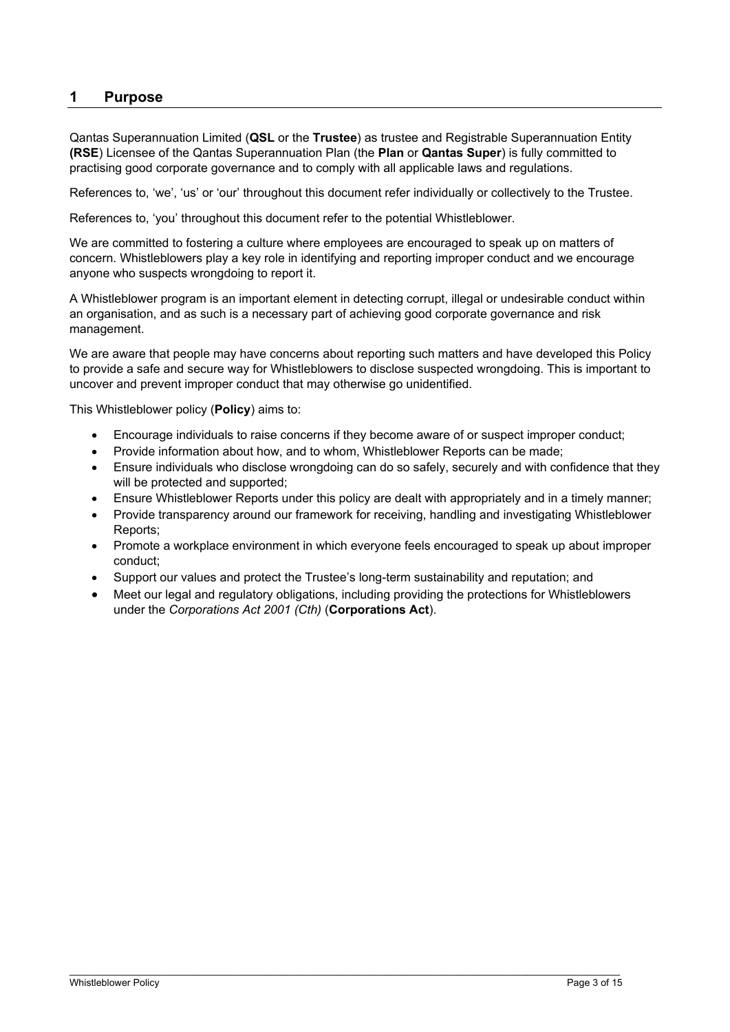## 1 Purpose

Qantas Superannuation Limited (**QSL** or the **Trustee**) as trustee and Registrable Superannuation Entity **(RSE**) Licensee of the Qantas Superannuation Plan (the **Plan** or **Qantas Super**) is fully committed to practising good corporate governance and to comply with all applicable laws and regulations.

References to, 'we', 'us' or 'our' throughout this document refer individually or collectively to the Trustee.

References to, 'you' throughout this document refer to the potential Whistleblower.

We are committed to fostering a culture where employees are encouraged to speak up on matters of concern. Whistleblowers play a key role in identifying and reporting improper conduct and we encourage anyone who suspects wrongdoing to report it.

A Whistleblower program is an important element in detecting corrupt, illegal or undesirable conduct within an organisation, and as such is a necessary part of achieving good corporate governance and risk management.

We are aware that people may have concerns about reporting such matters and have developed this Policy to provide a safe and secure way for Whistleblowers to disclose suspected wrongdoing. This is important to uncover and prevent improper conduct that may otherwise go unidentified.

This Whistleblower policy (**Policy**) aims to:

- Encourage individuals to raise concerns if they become aware of or suspect improper conduct;
- Provide information about how, and to whom, Whistleblower Reports can be made;
- Ensure individuals who disclose wrongdoing can do so safely, securely and with confidence that they will be protected and supported;
- Ensure Whistleblower Reports under this policy are dealt with appropriately and in a timely manner;
- Provide transparency around our framework for receiving, handling and investigating Whistleblower Reports;
- Promote a workplace environment in which everyone feels encouraged to speak up about improper conduct;
- Support our values and protect the Trustee's long-term sustainability and reputation; and
- Meet our legal and regulatory obligations, including providing the protections for Whistleblowers under the *Corporations Act 2001 (Cth)* (**Corporations Act**).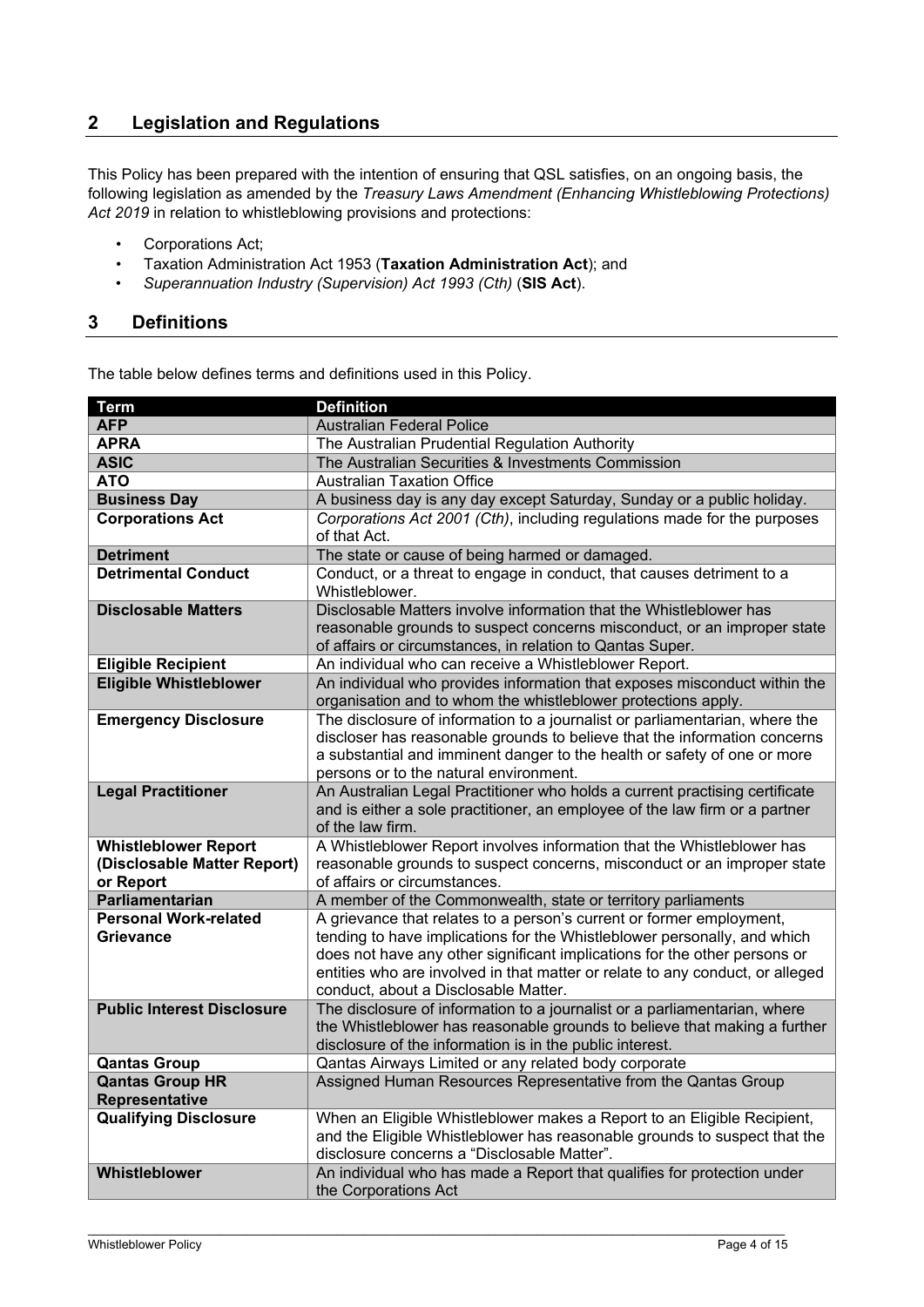## 2 Legislation and Regulations

This Policy has been prepared with the intention of ensuring that QSL satisfies, on an ongoing basis, the following legislation as amended by the *Treasury Laws Amendment (Enhancing Whistleblowing Protections) Act 2019* in relation to whistleblowing provisions and protections:

- Corporations Act;
- Taxation Administration Act 1953 (**Taxation Administration Act**); and
- *Superannuation Industry (Supervision) Act 1993 (Cth)* (**SIS Act**).

## 3 Definitions

The table below defines terms and definitions used in this Policy.

| Term | Definition |
|---|---|
| **AFP** | Australian Federal Police |
| **APRA** | The Australian Prudential Regulation Authority |
| **ASIC** | The Australian Securities & Investments Commission |
| **ATO** | Australian Taxation Office |
| **Business Day** | A business day is any day except Saturday, Sunday or a public holiday. |
| **Corporations Act** | *Corporations Act 2001 (Cth)*, including regulations made for the purposes of that Act. |
| **Detriment** | The state or cause of being harmed or damaged. |
| **Detrimental Conduct** | Conduct, or a threat to engage in conduct, that causes detriment to a Whistleblower. |
| **Disclosable Matters** | Disclosable Matters involve information that the Whistleblower has reasonable grounds to suspect concerns misconduct, or an improper state of affairs or circumstances, in relation to Qantas Super. |
| **Eligible Recipient** | An individual who can receive a Whistleblower Report. |
| **Eligible Whistleblower** | An individual who provides information that exposes misconduct within the organisation and to whom the whistleblower protections apply. |
| **Emergency Disclosure** | The disclosure of information to a journalist or parliamentarian, where the discloser has reasonable grounds to believe that the information concerns a substantial and imminent danger to the health or safety of one or more persons or to the natural environment. |
| **Legal Practitioner** | An Australian Legal Practitioner who holds a current practising certificate and is either a sole practitioner, an employee of the law firm or a partner of the law firm. |
| **Whistleblower Report (Disclosable Matter Report) or Report** | A Whistleblower Report involves information that the Whistleblower has reasonable grounds to suspect concerns, misconduct or an improper state of affairs or circumstances. |
| **Parliamentarian** | A member of the Commonwealth, state or territory parliaments |
| **Personal Work-related Grievance** | A grievance that relates to a person's current or former employment, tending to have implications for the Whistleblower personally, and which does not have any other significant implications for the other persons or entities who are involved in that matter or relate to any conduct, or alleged conduct, about a Disclosable Matter. |
| **Public Interest Disclosure** | The disclosure of information to a journalist or a parliamentarian, where the Whistleblower has reasonable grounds to believe that making a further disclosure of the information is in the public interest. |
| **Qantas Group** | Qantas Airways Limited or any related body corporate |
| **Qantas Group HR Representative** | Assigned Human Resources Representative from the Qantas Group |
| **Qualifying Disclosure** | When an Eligible Whistleblower makes a Report to an Eligible Recipient, and the Eligible Whistleblower has reasonable grounds to suspect that the disclosure concerns a "Disclosable Matter". |
| **Whistleblower** | An individual who has made a Report that qualifies for protection under the Corporations Act |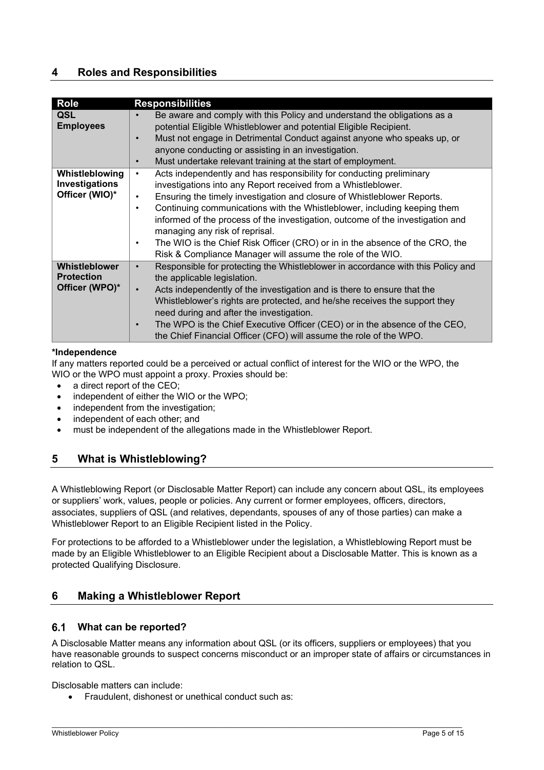## 4 Roles and Responsibilities

| Role | Responsibilities |
| --- | --- |
| **QSL Employees** | • Be aware and comply with this Policy and understand the obligations as a potential Eligible Whistleblower and potential Eligible Recipient.<br>• Must not engage in Detrimental Conduct against anyone who speaks up, or anyone conducting or assisting in an investigation.<br>• Must undertake relevant training at the start of employment. |
| **Whistleblowing Investigations Officer (WIO)*** | • Acts independently and has responsibility for conducting preliminary investigations into any Report received from a Whistleblower.<br>• Ensuring the timely investigation and closure of Whistleblower Reports.<br>• Continuing communications with the Whistleblower, including keeping them informed of the process of the investigation, outcome of the investigation and managing any risk of reprisal.<br>• The WIO is the Chief Risk Officer (CRO) or in in the absence of the CRO, the Risk & Compliance Manager will assume the role of the WIO. |
| **Whistleblower Protection Officer (WPO)*** | • Responsible for protecting the Whistleblower in accordance with this Policy and the applicable legislation.<br>• Acts independently of the investigation and is there to ensure that the Whistleblower's rights are protected, and he/she receives the support they need during and after the investigation.<br>• The WPO is the Chief Executive Officer (CEO) or in the absence of the CEO, the Chief Financial Officer (CFO) will assume the role of the WPO. |

**\*Independence**

If any matters reported could be a perceived or actual conflict of interest for the WIO or the WPO, the WIO or the WPO must appoint a proxy. Proxies should be:

- a direct report of the CEO;
- independent of either the WIO or the WPO;
- independent from the investigation;
- independent of each other; and
- must be independent of the allegations made in the Whistleblower Report.

## 5 What is Whistleblowing?

A Whistleblowing Report (or Disclosable Matter Report) can include any concern about QSL, its employees or suppliers' work, values, people or policies. Any current or former employees, officers, directors, associates, suppliers of QSL (and relatives, dependants, spouses of any of those parties) can make a Whistleblower Report to an Eligible Recipient listed in the Policy.

For protections to be afforded to a Whistleblower under the legislation, a Whistleblowing Report must be made by an Eligible Whistleblower to an Eligible Recipient about a Disclosable Matter. This is known as a protected Qualifying Disclosure.

## 6 Making a Whistleblower Report

### 6.1 What can be reported?

A Disclosable Matter means any information about QSL (or its officers, suppliers or employees) that you have reasonable grounds to suspect concerns misconduct or an improper state of affairs or circumstances in relation to QSL.

Disclosable matters can include:

- Fraudulent, dishonest or unethical conduct such as: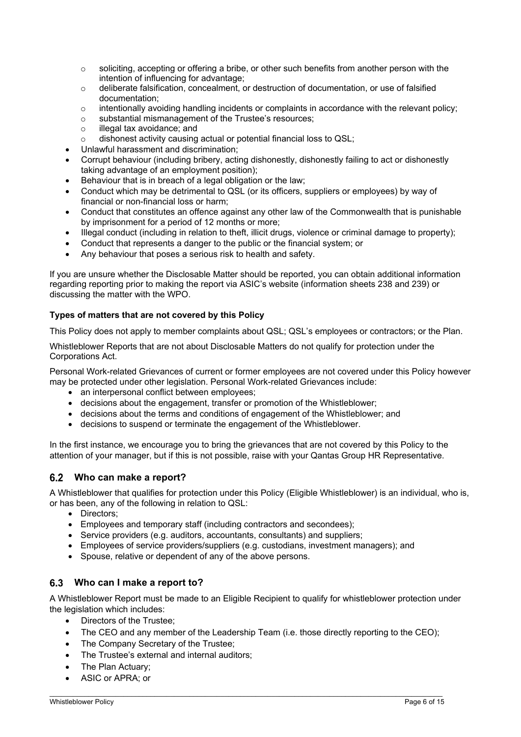- soliciting, accepting or offering a bribe, or other such benefits from another person with the intention of influencing for advantage;
    - deliberate falsification, concealment, or destruction of documentation, or use of falsified documentation;
    - intentionally avoiding handling incidents or complaints in accordance with the relevant policy;
    - substantial mismanagement of the Trustee's resources;
    - illegal tax avoidance; and
    - dishonest activity causing actual or potential financial loss to QSL;
- Unlawful harassment and discrimination;
- Corrupt behaviour (including bribery, acting dishonestly, dishonestly failing to act or dishonestly taking advantage of an employment position);
- Behaviour that is in breach of a legal obligation or the law;
- Conduct which may be detrimental to QSL (or its officers, suppliers or employees) by way of financial or non-financial loss or harm;
- Conduct that constitutes an offence against any other law of the Commonwealth that is punishable by imprisonment for a period of 12 months or more;
- Illegal conduct (including in relation to theft, illicit drugs, violence or criminal damage to property);
- Conduct that represents a danger to the public or the financial system; or
- Any behaviour that poses a serious risk to health and safety.

If you are unsure whether the Disclosable Matter should be reported, you can obtain additional information regarding reporting prior to making the report via ASIC's website (information sheets 238 and 239) or discussing the matter with the WPO.

**Types of matters that are not covered by this Policy**

This Policy does not apply to member complaints about QSL; QSL's employees or contractors; or the Plan.

Whistleblower Reports that are not about Disclosable Matters do not qualify for protection under the Corporations Act.

Personal Work-related Grievances of current or former employees are not covered under this Policy however may be protected under other legislation. Personal Work-related Grievances include:

- an interpersonal conflict between employees;
- decisions about the engagement, transfer or promotion of the Whistleblower;
- decisions about the terms and conditions of engagement of the Whistleblower; and
- decisions to suspend or terminate the engagement of the Whistleblower.

In the first instance, we encourage you to bring the grievances that are not covered by this Policy to the attention of your manager, but if this is not possible, raise with your Qantas Group HR Representative.

## 6.2 Who can make a report?

A Whistleblower that qualifies for protection under this Policy (Eligible Whistleblower) is an individual, who is, or has been, any of the following in relation to QSL:

- Directors;
- Employees and temporary staff (including contractors and secondees);
- Service providers (e.g. auditors, accountants, consultants) and suppliers;
- Employees of service providers/suppliers (e.g. custodians, investment managers); and
- Spouse, relative or dependent of any of the above persons.

## 6.3 Who can I make a report to?

A Whistleblower Report must be made to an Eligible Recipient to qualify for whistleblower protection under the legislation which includes:

- Directors of the Trustee;
- The CEO and any member of the Leadership Team (i.e. those directly reporting to the CEO);
- The Company Secretary of the Trustee;
- The Trustee's external and internal auditors;
- The Plan Actuary;
- ASIC or APRA; or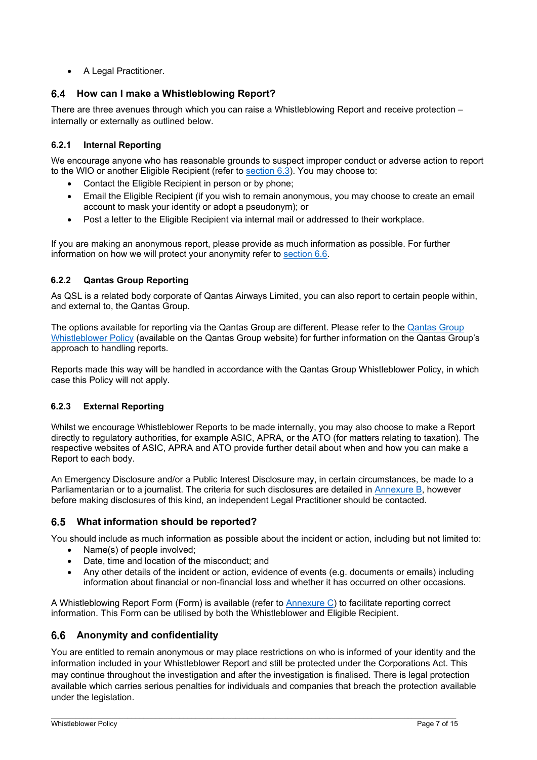- A Legal Practitioner.

## 6.4 How can I make a Whistleblowing Report?

There are three avenues through which you can raise a Whistleblowing Report and receive protection – internally or externally as outlined below.

### 6.2.1 Internal Reporting

We encourage anyone who has reasonable grounds to suspect improper conduct or adverse action to report to the WIO or another Eligible Recipient (refer to section 6.3). You may choose to:

- Contact the Eligible Recipient in person or by phone;
- Email the Eligible Recipient (if you wish to remain anonymous, you may choose to create an email account to mask your identity or adopt a pseudonym); or
- Post a letter to the Eligible Recipient via internal mail or addressed to their workplace.

If you are making an anonymous report, please provide as much information as possible. For further information on how we will protect your anonymity refer to section 6.6.

### 6.2.2 Qantas Group Reporting

As QSL is a related body corporate of Qantas Airways Limited, you can also report to certain people within, and external to, the Qantas Group.

The options available for reporting via the Qantas Group are different. Please refer to the Qantas Group Whistleblower Policy (available on the Qantas Group website) for further information on the Qantas Group's approach to handling reports.

Reports made this way will be handled in accordance with the Qantas Group Whistleblower Policy, in which case this Policy will not apply.

### 6.2.3 External Reporting

Whilst we encourage Whistleblower Reports to be made internally, you may also choose to make a Report directly to regulatory authorities, for example ASIC, APRA, or the ATO (for matters relating to taxation). The respective websites of ASIC, APRA and ATO provide further detail about when and how you can make a Report to each body.

An Emergency Disclosure and/or a Public Interest Disclosure may, in certain circumstances, be made to a Parliamentarian or to a journalist. The criteria for such disclosures are detailed in Annexure B, however before making disclosures of this kind, an independent Legal Practitioner should be contacted.

## 6.5 What information should be reported?

You should include as much information as possible about the incident or action, including but not limited to:

- Name(s) of people involved;
- Date, time and location of the misconduct; and
- Any other details of the incident or action, evidence of events (e.g. documents or emails) including information about financial or non-financial loss and whether it has occurred on other occasions.

A Whistleblowing Report Form (Form) is available (refer to Annexure C) to facilitate reporting correct information. This Form can be utilised by both the Whistleblower and Eligible Recipient.

## 6.6 Anonymity and confidentiality

You are entitled to remain anonymous or may place restrictions on who is informed of your identity and the information included in your Whistleblower Report and still be protected under the Corporations Act. This may continue throughout the investigation and after the investigation is finalised. There is legal protection available which carries serious penalties for individuals and companies that breach the protection available under the legislation.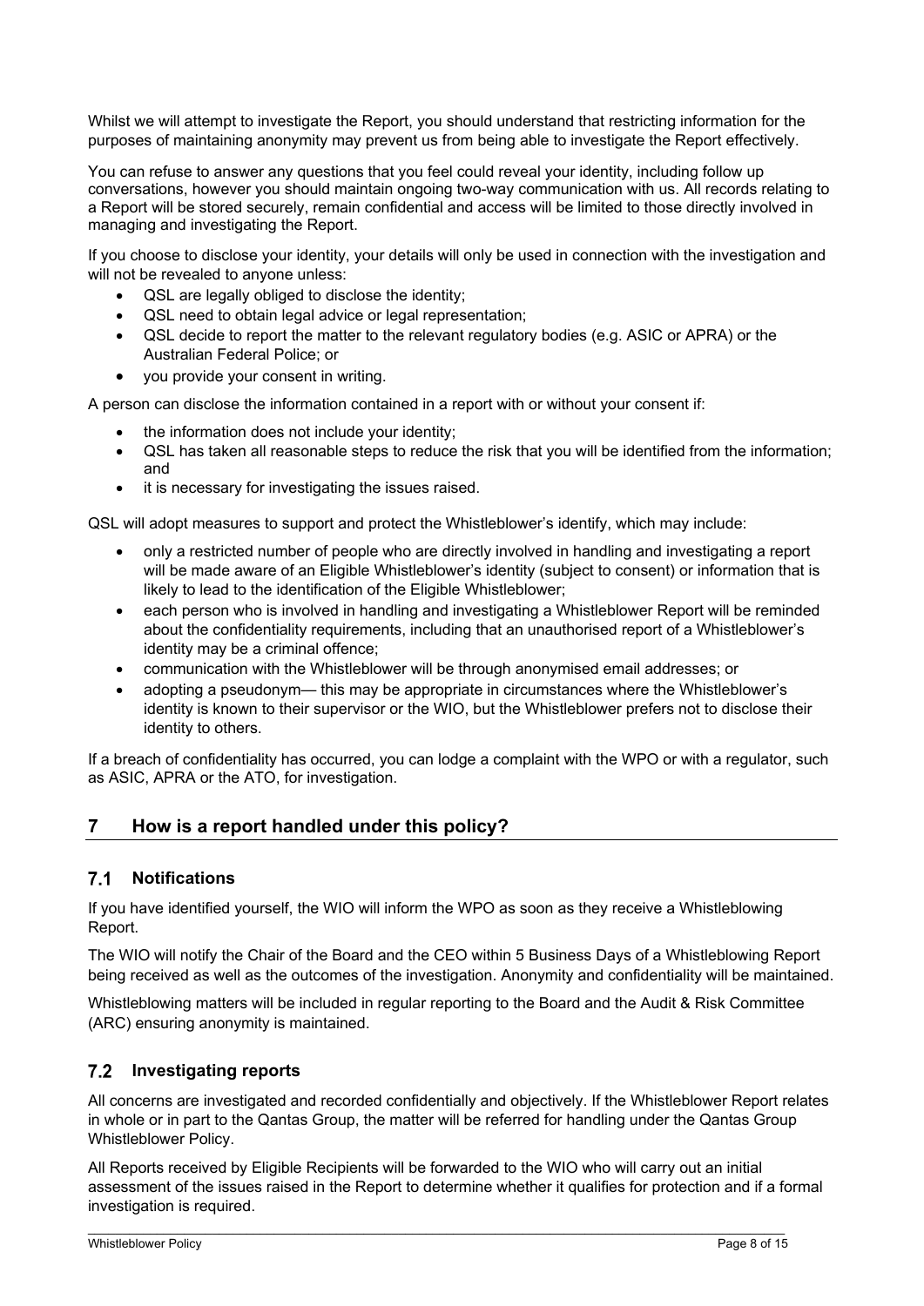Whilst we will attempt to investigate the Report, you should understand that restricting information for the purposes of maintaining anonymity may prevent us from being able to investigate the Report effectively.

You can refuse to answer any questions that you feel could reveal your identity, including follow up conversations, however you should maintain ongoing two-way communication with us. All records relating to a Report will be stored securely, remain confidential and access will be limited to those directly involved in managing and investigating the Report.

If you choose to disclose your identity, your details will only be used in connection with the investigation and will not be revealed to anyone unless:

- QSL are legally obliged to disclose the identity;
- QSL need to obtain legal advice or legal representation;
- QSL decide to report the matter to the relevant regulatory bodies (e.g. ASIC or APRA) or the Australian Federal Police; or
- you provide your consent in writing.

A person can disclose the information contained in a report with or without your consent if:

- the information does not include your identity;
- QSL has taken all reasonable steps to reduce the risk that you will be identified from the information; and
- it is necessary for investigating the issues raised.

QSL will adopt measures to support and protect the Whistleblower's identify, which may include:

- only a restricted number of people who are directly involved in handling and investigating a report will be made aware of an Eligible Whistleblower's identity (subject to consent) or information that is likely to lead to the identification of the Eligible Whistleblower;
- each person who is involved in handling and investigating a Whistleblower Report will be reminded about the confidentiality requirements, including that an unauthorised report of a Whistleblower's identity may be a criminal offence;
- communication with the Whistleblower will be through anonymised email addresses; or
- adopting a pseudonym— this may be appropriate in circumstances where the Whistleblower's identity is known to their supervisor or the WIO, but the Whistleblower prefers not to disclose their identity to others.

If a breach of confidentiality has occurred, you can lodge a complaint with the WPO or with a regulator, such as ASIC, APRA or the ATO, for investigation.

# 7 How is a report handled under this policy?

## 7.1 Notifications

If you have identified yourself, the WIO will inform the WPO as soon as they receive a Whistleblowing Report.

The WIO will notify the Chair of the Board and the CEO within 5 Business Days of a Whistleblowing Report being received as well as the outcomes of the investigation. Anonymity and confidentiality will be maintained.

Whistleblowing matters will be included in regular reporting to the Board and the Audit & Risk Committee (ARC) ensuring anonymity is maintained.

## 7.2 Investigating reports

All concerns are investigated and recorded confidentially and objectively. If the Whistleblower Report relates in whole or in part to the Qantas Group, the matter will be referred for handling under the Qantas Group Whistleblower Policy.

All Reports received by Eligible Recipients will be forwarded to the WIO who will carry out an initial assessment of the issues raised in the Report to determine whether it qualifies for protection and if a formal investigation is required.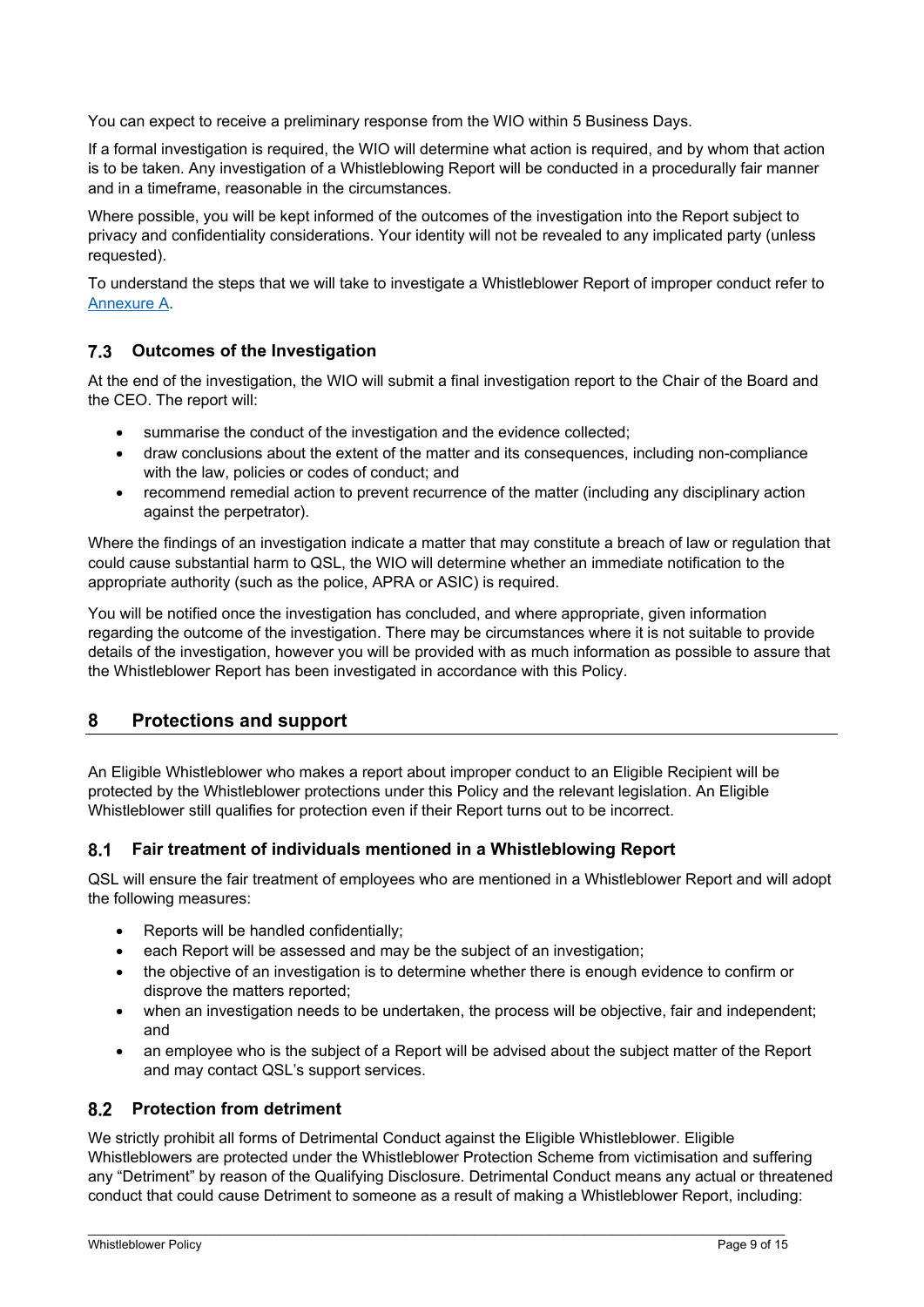You can expect to receive a preliminary response from the WIO within 5 Business Days.

If a formal investigation is required, the WIO will determine what action is required, and by whom that action is to be taken. Any investigation of a Whistleblowing Report will be conducted in a procedurally fair manner and in a timeframe, reasonable in the circumstances.

Where possible, you will be kept informed of the outcomes of the investigation into the Report subject to privacy and confidentiality considerations. Your identity will not be revealed to any implicated party (unless requested).

To understand the steps that we will take to investigate a Whistleblower Report of improper conduct refer to Annexure A.

### 7.3 Outcomes of the Investigation

At the end of the investigation, the WIO will submit a final investigation report to the Chair of the Board and the CEO. The report will:

- summarise the conduct of the investigation and the evidence collected;
- draw conclusions about the extent of the matter and its consequences, including non-compliance with the law, policies or codes of conduct; and
- recommend remedial action to prevent recurrence of the matter (including any disciplinary action against the perpetrator).

Where the findings of an investigation indicate a matter that may constitute a breach of law or regulation that could cause substantial harm to QSL, the WIO will determine whether an immediate notification to the appropriate authority (such as the police, APRA or ASIC) is required.

You will be notified once the investigation has concluded, and where appropriate, given information regarding the outcome of the investigation. There may be circumstances where it is not suitable to provide details of the investigation, however you will be provided with as much information as possible to assure that the Whistleblower Report has been investigated in accordance with this Policy.

## 8 Protections and support

An Eligible Whistleblower who makes a report about improper conduct to an Eligible Recipient will be protected by the Whistleblower protections under this Policy and the relevant legislation. An Eligible Whistleblower still qualifies for protection even if their Report turns out to be incorrect.

### 8.1 Fair treatment of individuals mentioned in a Whistleblowing Report

QSL will ensure the fair treatment of employees who are mentioned in a Whistleblower Report and will adopt the following measures:

- Reports will be handled confidentially;
- each Report will be assessed and may be the subject of an investigation;
- the objective of an investigation is to determine whether there is enough evidence to confirm or disprove the matters reported;
- when an investigation needs to be undertaken, the process will be objective, fair and independent; and
- an employee who is the subject of a Report will be advised about the subject matter of the Report and may contact QSL's support services.

### 8.2 Protection from detriment

We strictly prohibit all forms of Detrimental Conduct against the Eligible Whistleblower. Eligible Whistleblowers are protected under the Whistleblower Protection Scheme from victimisation and suffering any "Detriment" by reason of the Qualifying Disclosure. Detrimental Conduct means any actual or threatened conduct that could cause Detriment to someone as a result of making a Whistleblower Report, including: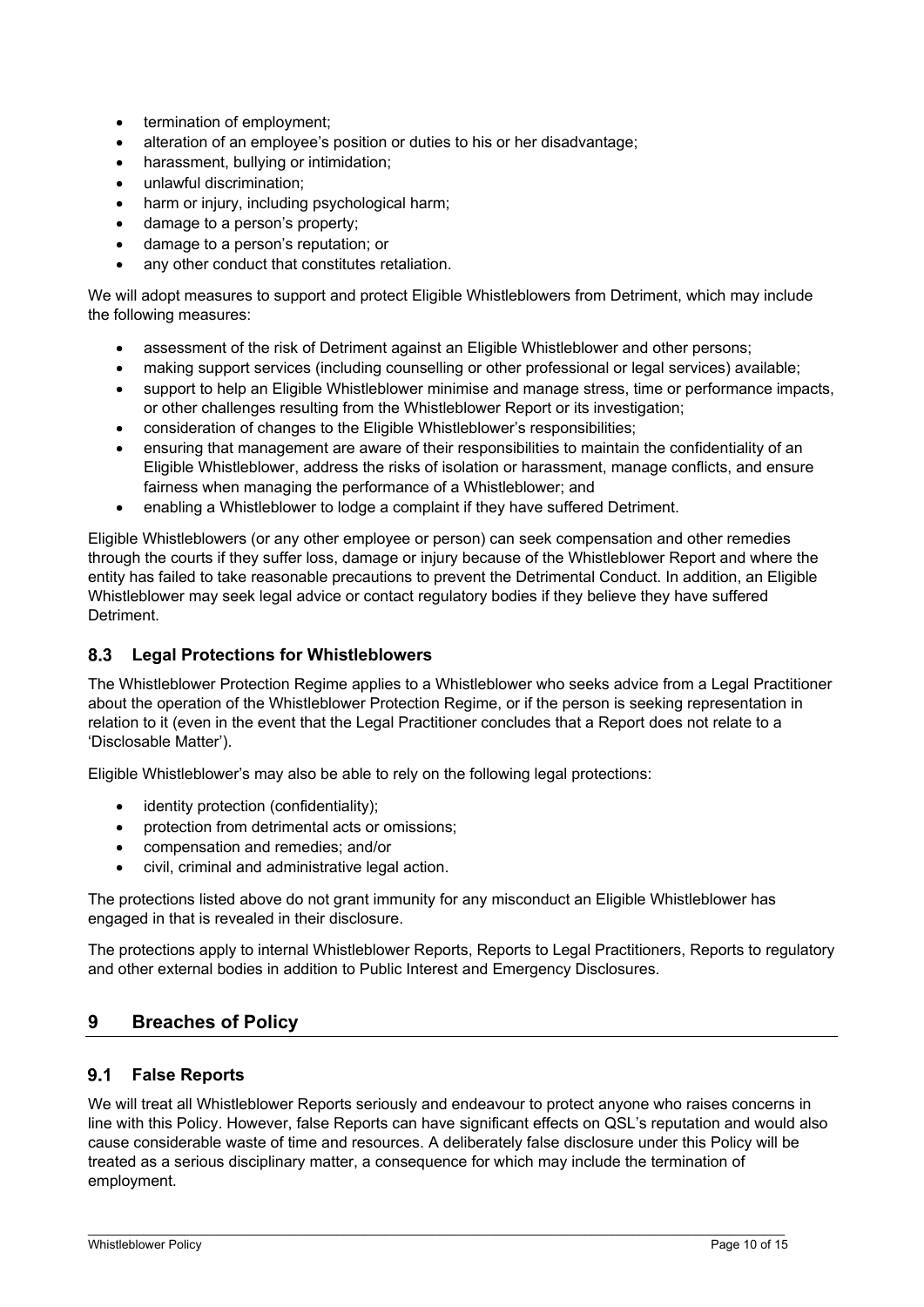- termination of employment;
- alteration of an employee's position or duties to his or her disadvantage;
- harassment, bullying or intimidation;
- unlawful discrimination;
- harm or injury, including psychological harm;
- damage to a person's property;
- damage to a person's reputation; or
- any other conduct that constitutes retaliation.

We will adopt measures to support and protect Eligible Whistleblowers from Detriment, which may include the following measures:

- assessment of the risk of Detriment against an Eligible Whistleblower and other persons;
- making support services (including counselling or other professional or legal services) available;
- support to help an Eligible Whistleblower minimise and manage stress, time or performance impacts, or other challenges resulting from the Whistleblower Report or its investigation;
- consideration of changes to the Eligible Whistleblower's responsibilities;
- ensuring that management are aware of their responsibilities to maintain the confidentiality of an Eligible Whistleblower, address the risks of isolation or harassment, manage conflicts, and ensure fairness when managing the performance of a Whistleblower; and
- enabling a Whistleblower to lodge a complaint if they have suffered Detriment.

Eligible Whistleblowers (or any other employee or person) can seek compensation and other remedies through the courts if they suffer loss, damage or injury because of the Whistleblower Report and where the entity has failed to take reasonable precautions to prevent the Detrimental Conduct. In addition, an Eligible Whistleblower may seek legal advice or contact regulatory bodies if they believe they have suffered Detriment.

### 8.3 Legal Protections for Whistleblowers

The Whistleblower Protection Regime applies to a Whistleblower who seeks advice from a Legal Practitioner about the operation of the Whistleblower Protection Regime, or if the person is seeking representation in relation to it (even in the event that the Legal Practitioner concludes that a Report does not relate to a 'Disclosable Matter').

Eligible Whistleblower's may also be able to rely on the following legal protections:

- identity protection (confidentiality);
- protection from detrimental acts or omissions;
- compensation and remedies; and/or
- civil, criminal and administrative legal action.

The protections listed above do not grant immunity for any misconduct an Eligible Whistleblower has engaged in that is revealed in their disclosure.

The protections apply to internal Whistleblower Reports, Reports to Legal Practitioners, Reports to regulatory and other external bodies in addition to Public Interest and Emergency Disclosures.

## 9 Breaches of Policy

### 9.1 False Reports

We will treat all Whistleblower Reports seriously and endeavour to protect anyone who raises concerns in line with this Policy. However, false Reports can have significant effects on QSL's reputation and would also cause considerable waste of time and resources. A deliberately false disclosure under this Policy will be treated as a serious disciplinary matter, a consequence for which may include the termination of employment.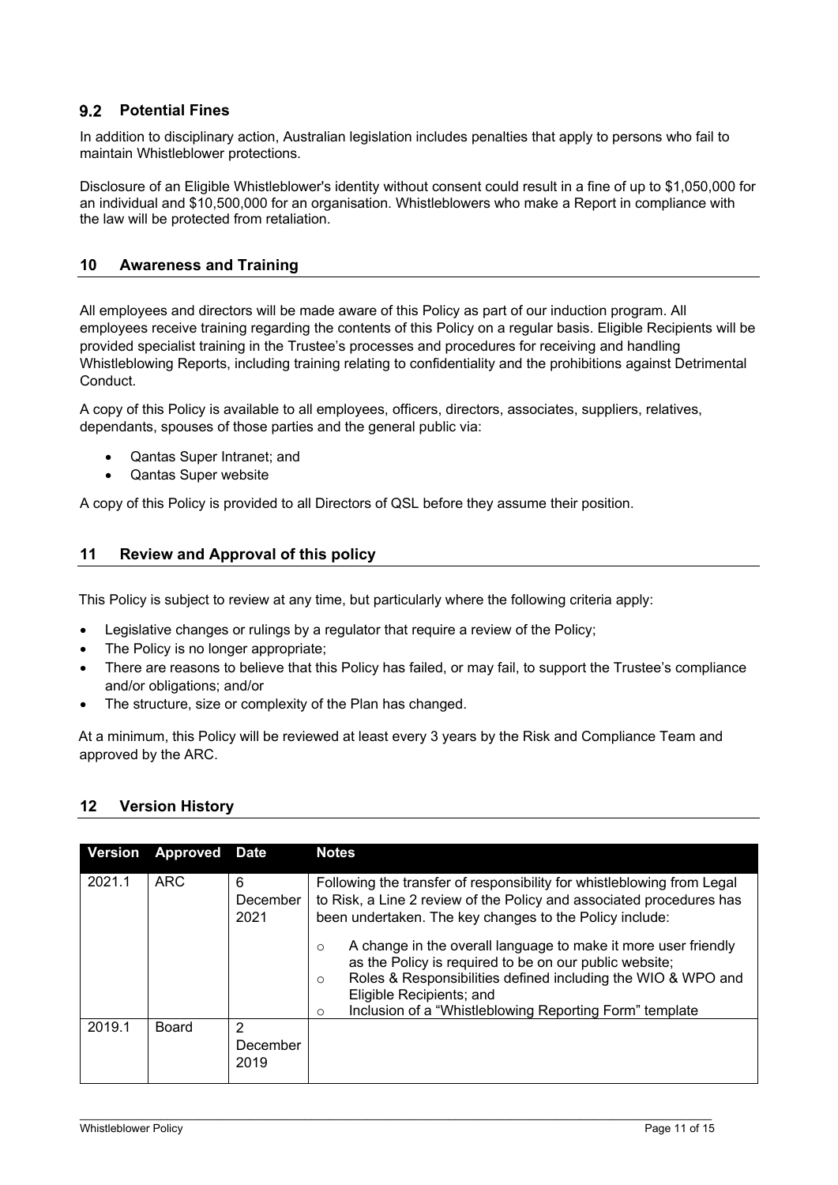## 9.2 Potential Fines

In addition to disciplinary action, Australian legislation includes penalties that apply to persons who fail to maintain Whistleblower protections.

Disclosure of an Eligible Whistleblower's identity without consent could result in a fine of up to $1,050,000 for an individual and $10,500,000 for an organisation. Whistleblowers who make a Report in compliance with the law will be protected from retaliation.

# 10 Awareness and Training

All employees and directors will be made aware of this Policy as part of our induction program. All employees receive training regarding the contents of this Policy on a regular basis. Eligible Recipients will be provided specialist training in the Trustee's processes and procedures for receiving and handling Whistleblowing Reports, including training relating to confidentiality and the prohibitions against Detrimental Conduct.

A copy of this Policy is available to all employees, officers, directors, associates, suppliers, relatives, dependants, spouses of those parties and the general public via:

- Qantas Super Intranet; and
- Qantas Super website

A copy of this Policy is provided to all Directors of QSL before they assume their position.

# 11 Review and Approval of this policy

This Policy is subject to review at any time, but particularly where the following criteria apply:

- Legislative changes or rulings by a regulator that require a review of the Policy;
- The Policy is no longer appropriate;
- There are reasons to believe that this Policy has failed, or may fail, to support the Trustee's compliance and/or obligations; and/or
- The structure, size or complexity of the Plan has changed.

At a minimum, this Policy will be reviewed at least every 3 years by the Risk and Compliance Team and approved by the ARC.

# 12 Version History

| Version | Approved | Date | Notes |
|---|---|---|---|
| 2021.1 | ARC | 6 December 2021 | Following the transfer of responsibility for whistleblowing from Legal to Risk, a Line 2 review of the Policy and associated procedures has been undertaken. The key changes to the Policy include:<br>○ A change in the overall language to make it more user friendly as the Policy is required to be on our public website;<br>○ Roles & Responsibilities defined including the WIO & WPO and Eligible Recipients; and<br>○ Inclusion of a "Whistleblowing Reporting Form" template |
| 2019.1 | Board | 2 December 2019 | |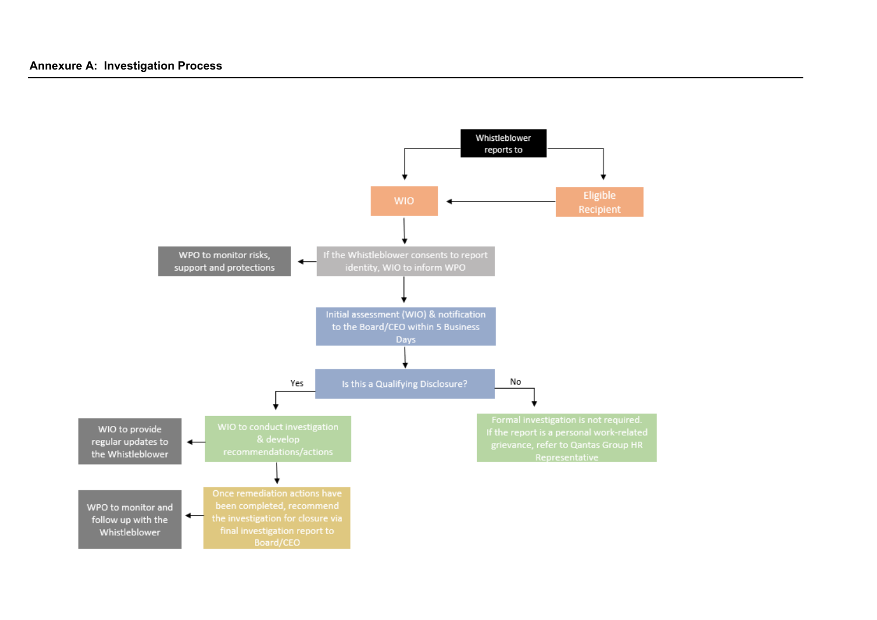**Annexure A: Investigation Process**

- Whistleblower reports to
  - WIO
  - Eligible Recipient → WIO
- WIO → If the Whistleblower consents to report identity, WIO to inform WPO
  - → WPO to monitor risks, support and protections
- → Initial assessment (WIO) & notification to the Board/CEO within 5 Business Days
- → Is this a Qualifying Disclosure?
  - **Yes** → WIO to conduct investigation & develop recommendations/actions
    - → WIO to provide regular updates to the Whistleblower
    - → Once remediation actions have been completed, recommend the investigation for closure via final investigation report to Board/CEO
      - → WPO to monitor and follow up with the Whistleblower
  - **No** → Formal investigation is not required. If the report is a personal work-related grievance, refer to Qantas Group HR Representative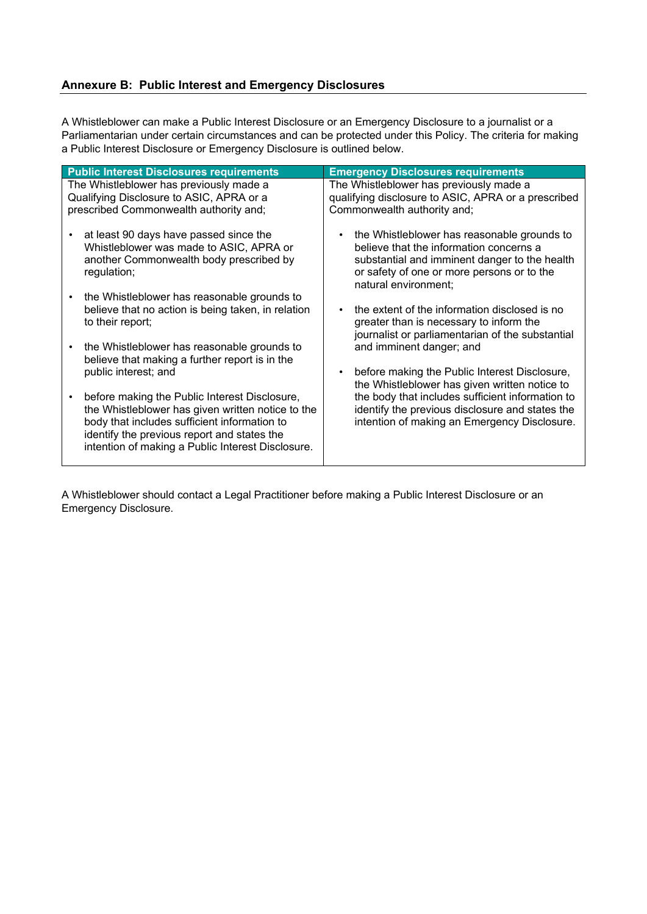## Annexure B: Public Interest and Emergency Disclosures

A Whistleblower can make a Public Interest Disclosure or an Emergency Disclosure to a journalist or a Parliamentarian under certain circumstances and can be protected under this Policy. The criteria for making a Public Interest Disclosure or Emergency Disclosure is outlined below.

| Public Interest Disclosures requirements | Emergency Disclosures requirements |
|---|---|
| The Whistleblower has previously made a Qualifying Disclosure to ASIC, APRA or a prescribed Commonwealth authority and;<br><br>• at least 90 days have passed since the Whistleblower was made to ASIC, APRA or another Commonwealth body prescribed by regulation;<br><br>• the Whistleblower has reasonable grounds to believe that no action is being taken, in relation to their report;<br><br>• the Whistleblower has reasonable grounds to believe that making a further report is in the public interest; and<br><br>• before making the Public Interest Disclosure, the Whistleblower has given written notice to the body that includes sufficient information to identify the previous report and states the intention of making a Public Interest Disclosure. | The Whistleblower has previously made a qualifying disclosure to ASIC, APRA or a prescribed Commonwealth authority and;<br><br>• the Whistleblower has reasonable grounds to believe that the information concerns a substantial and imminent danger to the health or safety of one or more persons or to the natural environment;<br><br>• the extent of the information disclosed is no greater than is necessary to inform the journalist or parliamentarian of the substantial and imminent danger; and<br><br>• before making the Public Interest Disclosure, the Whistleblower has given written notice to the body that includes sufficient information to identify the previous disclosure and states the intention of making an Emergency Disclosure. |

A Whistleblower should contact a Legal Practitioner before making a Public Interest Disclosure or an Emergency Disclosure.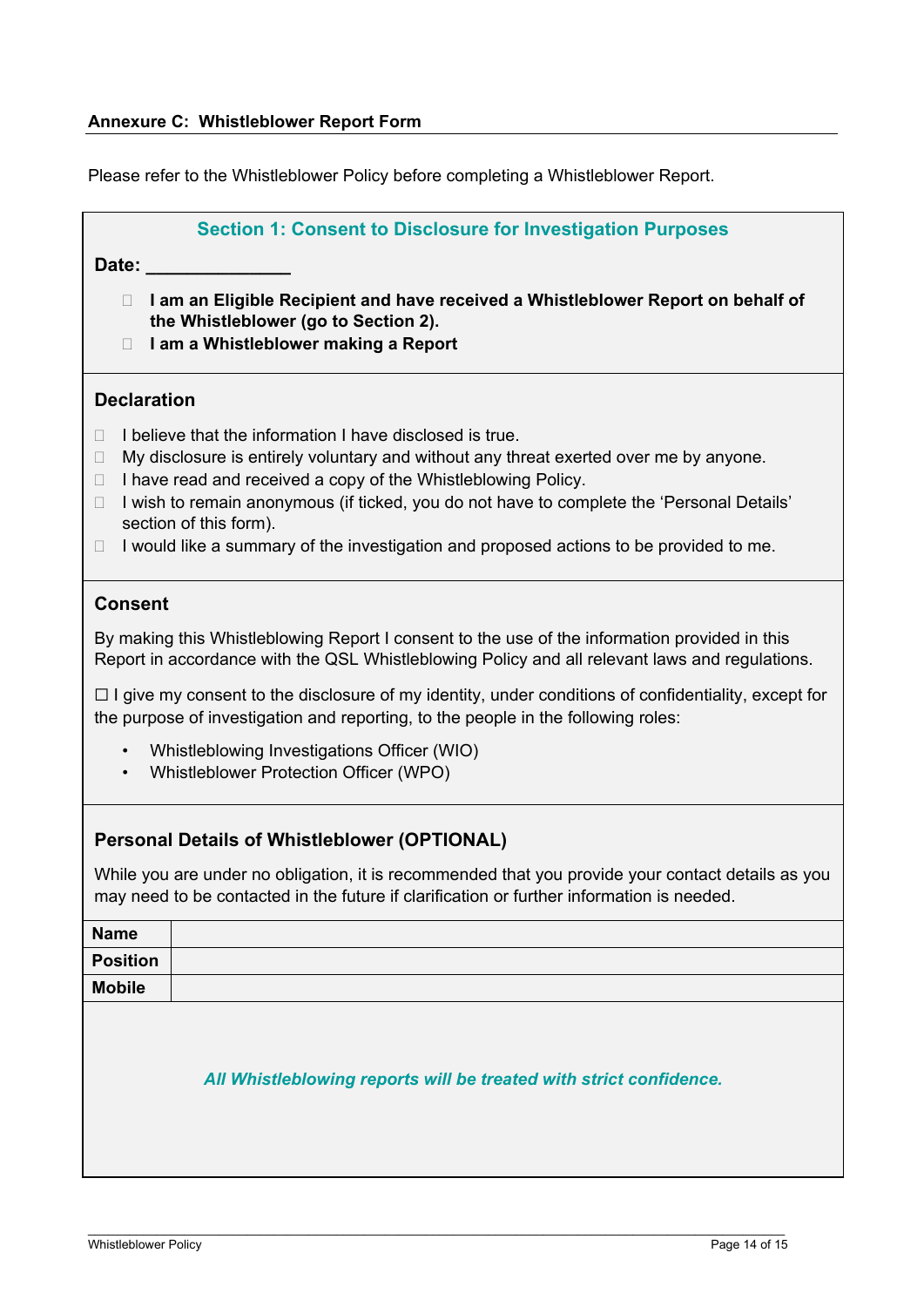## Annexure C: Whistleblower Report Form

Please refer to the Whistleblower Policy before completing a Whistleblower Report.

### Section 1: Consent to Disclosure for Investigation Purposes

**Date: ______________**

- ☐ **I am an Eligible Recipient and have received a Whistleblower Report on behalf of the Whistleblower (go to Section 2).**
- ☐ **I am a Whistleblower making a Report**

### Declaration

- ☐ I believe that the information I have disclosed is true.
- ☐ My disclosure is entirely voluntary and without any threat exerted over me by anyone.
- ☐ I have read and received a copy of the Whistleblowing Policy.
- ☐ I wish to remain anonymous (if ticked, you do not have to complete the 'Personal Details' section of this form).
- ☐ I would like a summary of the investigation and proposed actions to be provided to me.

### Consent

By making this Whistleblowing Report I consent to the use of the information provided in this Report in accordance with the QSL Whistleblowing Policy and all relevant laws and regulations.

☐ I give my consent to the disclosure of my identity, under conditions of confidentiality, except for the purpose of investigation and reporting, to the people in the following roles:

- Whistleblowing Investigations Officer (WIO)
- Whistleblower Protection Officer (WPO)

### Personal Details of Whistleblower (OPTIONAL)

While you are under no obligation, it is recommended that you provide your contact details as you may need to be contacted in the future if clarification or further information is needed.

| **Name** | |
|---|---|
| **Position** | |
| **Mobile** | |

***All Whistleblowing reports will be treated with strict confidence.***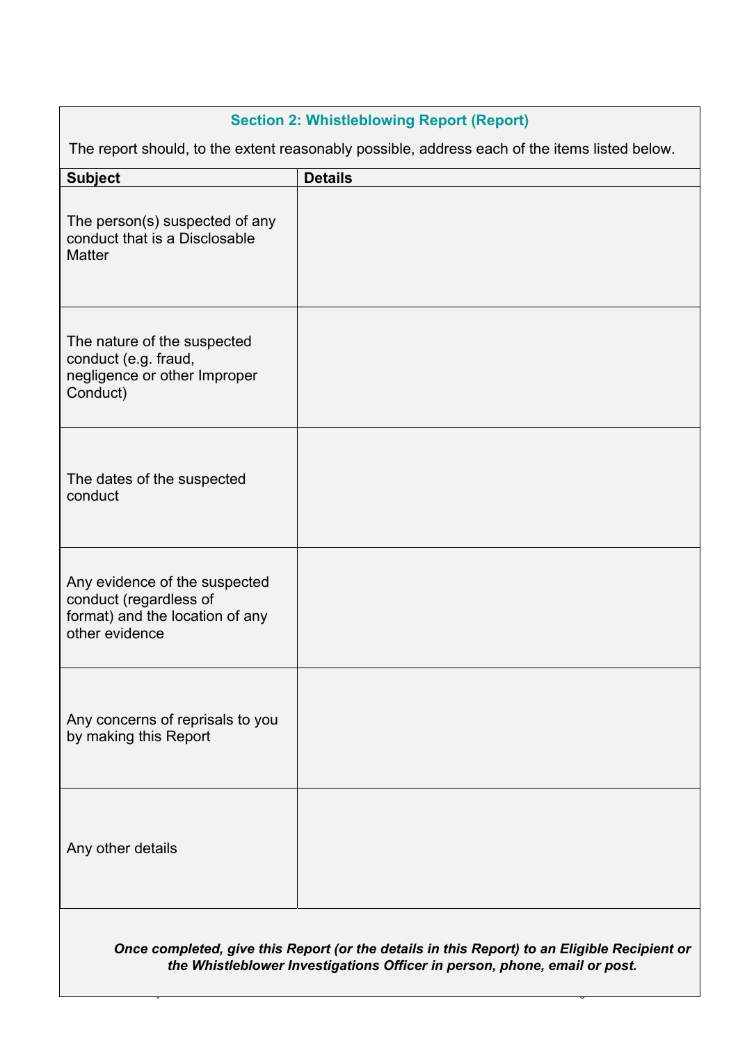## Section 2: Whistleblowing Report (Report)

The report should, to the extent reasonably possible, address each of the items listed below.

| Subject | Details |
|---|---|
| The person(s) suspected of any conduct that is a Disclosable Matter | |
| The nature of the suspected conduct (e.g. fraud, negligence or other Improper Conduct) | |
| The dates of the suspected conduct | |
| Any evidence of the suspected conduct (regardless of format) and the location of any other evidence | |
| Any concerns of reprisals to you by making this Report | |
| Any other details | |

***Once completed, give this Report (or the details in this Report) to an Eligible Recipient or the Whistleblower Investigations Officer in person, phone, email or post.***